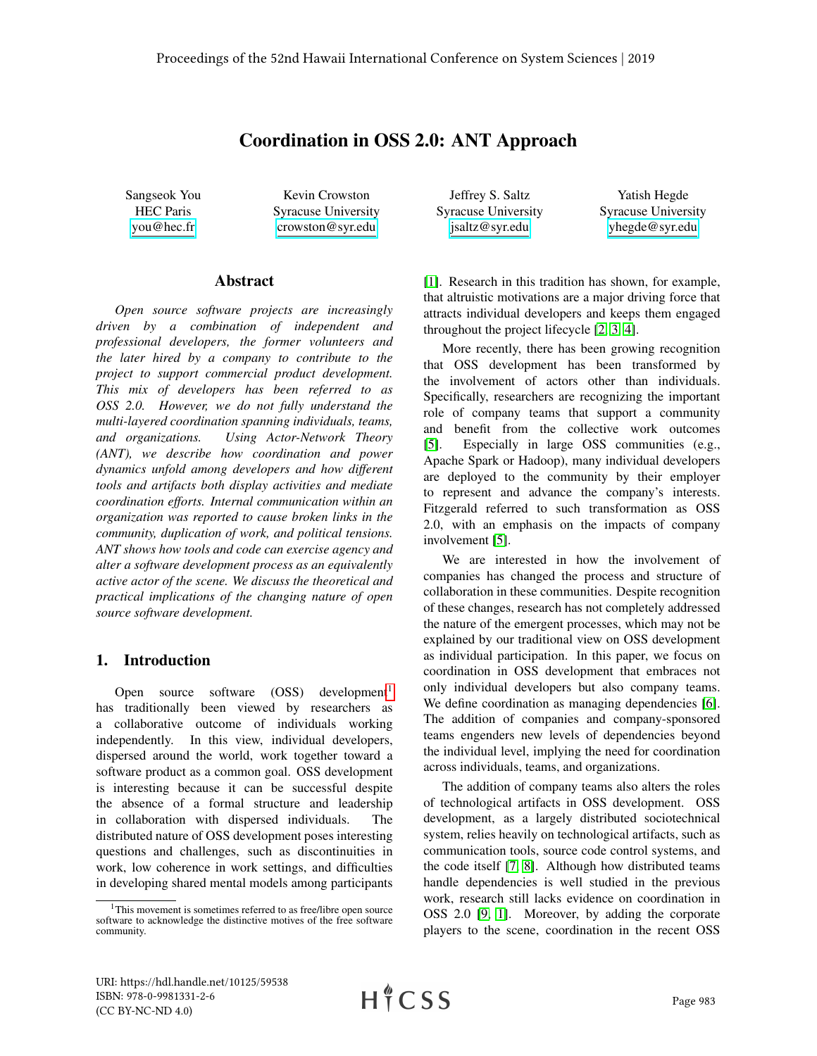# Coordination in OSS 2.0: ANT Approach

Sangseok You
HEC Paris
you@hec.fr

Kevin Crowston
Syracuse University
crowston@syr.edu

Jeffrey S. Saltz
Syracuse University
jsaltz@syr.edu

Yatish Hegde
Syracuse University
yhegde@syr.edu

## Abstract

*Open source software projects are increasingly driven by a combination of independent and professional developers, the former volunteers and the later hired by a company to contribute to the project to support commercial product development. This mix of developers has been referred to as OSS 2.0. However, we do not fully understand the multi-layered coordination spanning individuals, teams, and organizations. Using Actor-Network Theory (ANT), we describe how coordination and power dynamics unfold among developers and how different tools and artifacts both display activities and mediate coordination efforts. Internal communication within an organization was reported to cause broken links in the community, duplication of work, and political tensions. ANT shows how tools and code can exercise agency and alter a software development process as an equivalently active actor of the scene. We discuss the theoretical and practical implications of the changing nature of open source software development.*

## 1. Introduction

Open source software (OSS) development[1] has traditionally been viewed by researchers as a collaborative outcome of individuals working independently. In this view, individual developers, dispersed around the world, work together toward a software product as a common goal. OSS development is interesting because it can be successful despite the absence of a formal structure and leadership in collaboration with dispersed individuals. The distributed nature of OSS development poses interesting questions and challenges, such as discontinuities in work, low coherence in work settings, and difficulties in developing shared mental models among participants [1]. Research in this tradition has shown, for example, that altruistic motivations are a major driving force that attracts individual developers and keeps them engaged throughout the project lifecycle [2, 3, 4].

More recently, there has been growing recognition that OSS development has been transformed by the involvement of actors other than individuals. Specifically, researchers are recognizing the important role of company teams that support a community and benefit from the collective work outcomes [5]. Especially in large OSS communities (e.g., Apache Spark or Hadoop), many individual developers are deployed to the community by their employer to represent and advance the company's interests. Fitzgerald referred to such transformation as OSS 2.0, with an emphasis on the impacts of company involvement [5].

We are interested in how the involvement of companies has changed the process and structure of collaboration in these communities. Despite recognition of these changes, research has not completely addressed the nature of the emergent processes, which may not be explained by our traditional view on OSS development as individual participation. In this paper, we focus on coordination in OSS development that embraces not only individual developers but also company teams. We define coordination as managing dependencies [6]. The addition of companies and company-sponsored teams engenders new levels of dependencies beyond the individual level, implying the need for coordination across individuals, teams, and organizations.

The addition of company teams also alters the roles of technological artifacts in OSS development. OSS development, as a largely distributed sociotechnical system, relies heavily on technological artifacts, such as communication tools, source code control systems, and the code itself [7, 8]. Although how distributed teams handle dependencies is well studied in the previous work, research still lacks evidence on coordination in OSS 2.0 [9, 1]. Moreover, by adding the corporate players to the scene, coordination in the recent OSS

[1] This movement is sometimes referred to as free/libre open source software to acknowledge the distinctive motives of the free software community.

URI: https://hdl.handle.net/10125/59538
ISBN: 978-0-9981331-2-6
(CC BY-NC-ND 4.0)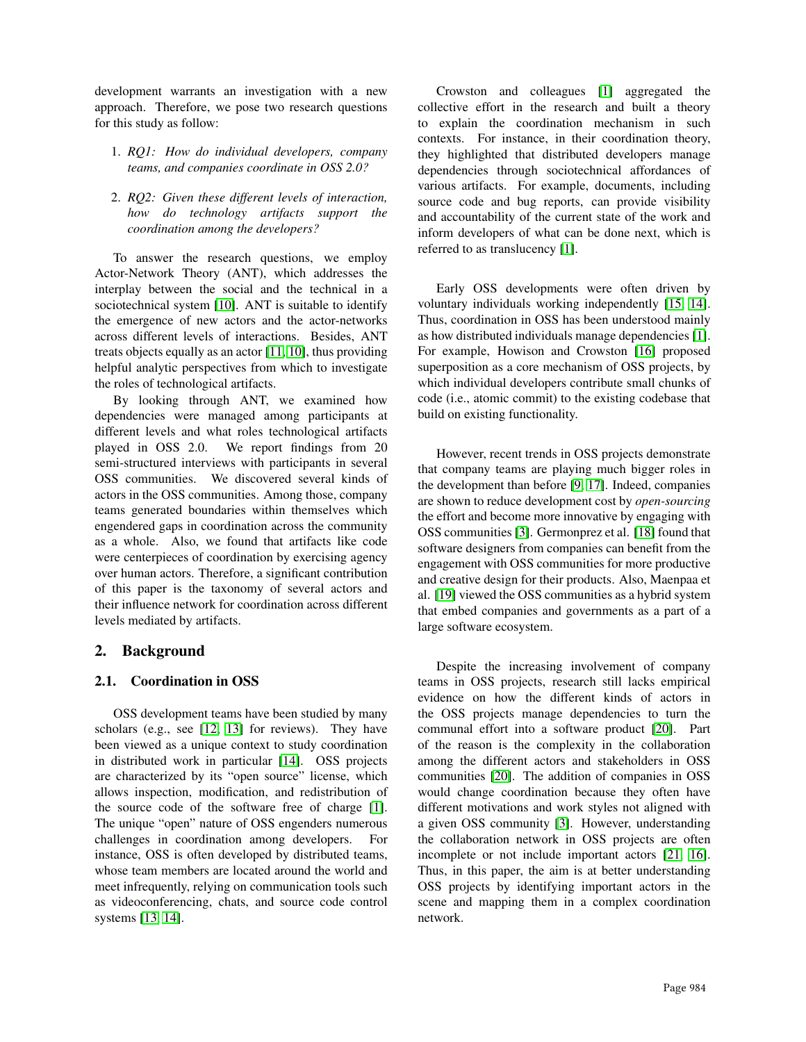development warrants an investigation with a new approach. Therefore, we pose two research questions for this study as follow:

1. *RQ1: How do individual developers, company teams, and companies coordinate in OSS 2.0?*
2. *RQ2: Given these different levels of interaction, how do technology artifacts support the coordination among the developers?*

To answer the research questions, we employ Actor-Network Theory (ANT), which addresses the interplay between the social and the technical in a sociotechnical system [10]. ANT is suitable to identify the emergence of new actors and the actor-networks across different levels of interactions. Besides, ANT treats objects equally as an actor [11, 10], thus providing helpful analytic perspectives from which to investigate the roles of technological artifacts.

By looking through ANT, we examined how dependencies were managed among participants at different levels and what roles technological artifacts played in OSS 2.0. We report findings from 20 semi-structured interviews with participants in several OSS communities. We discovered several kinds of actors in the OSS communities. Among those, company teams generated boundaries within themselves which engendered gaps in coordination across the community as a whole. Also, we found that artifacts like code were centerpieces of coordination by exercising agency over human actors. Therefore, a significant contribution of this paper is the taxonomy of several actors and their influence network for coordination across different levels mediated by artifacts.

## 2. Background

### 2.1. Coordination in OSS

OSS development teams have been studied by many scholars (e.g., see [12, 13] for reviews). They have been viewed as a unique context to study coordination in distributed work in particular [14]. OSS projects are characterized by its "open source" license, which allows inspection, modification, and redistribution of the source code of the software free of charge [1]. The unique "open" nature of OSS engenders numerous challenges in coordination among developers. For instance, OSS is often developed by distributed teams, whose team members are located around the world and meet infrequently, relying on communication tools such as videoconferencing, chats, and source code control systems [13, 14].

Crowston and colleagues [1] aggregated the collective effort in the research and built a theory to explain the coordination mechanism in such contexts. For instance, in their coordination theory, they highlighted that distributed developers manage dependencies through sociotechnical affordances of various artifacts. For example, documents, including source code and bug reports, can provide visibility and accountability of the current state of the work and inform developers of what can be done next, which is referred to as translucency [1].

Early OSS developments were often driven by voluntary individuals working independently [15, 14]. Thus, coordination in OSS has been understood mainly as how distributed individuals manage dependencies [1]. For example, Howison and Crowston [16] proposed superposition as a core mechanism of OSS projects, by which individual developers contribute small chunks of code (i.e., atomic commit) to the existing codebase that build on existing functionality.

However, recent trends in OSS projects demonstrate that company teams are playing much bigger roles in the development than before [9, 17]. Indeed, companies are shown to reduce development cost by *open-sourcing* the effort and become more innovative by engaging with OSS communities [3]. Germonprez et al. [18] found that software designers from companies can benefit from the engagement with OSS communities for more productive and creative design for their products. Also, Maenpaa et al. [19] viewed the OSS communities as a hybrid system that embed companies and governments as a part of a large software ecosystem.

Despite the increasing involvement of company teams in OSS projects, research still lacks empirical evidence on how the different kinds of actors in the OSS projects manage dependencies to turn the communal effort into a software product [20]. Part of the reason is the complexity in the collaboration among the different actors and stakeholders in OSS communities [20]. The addition of companies in OSS would change coordination because they often have different motivations and work styles not aligned with a given OSS community [3]. However, understanding the collaboration network in OSS projects are often incomplete or not include important actors [21, 16]. Thus, in this paper, the aim is at better understanding OSS projects by identifying important actors in the scene and mapping them in a complex coordination network.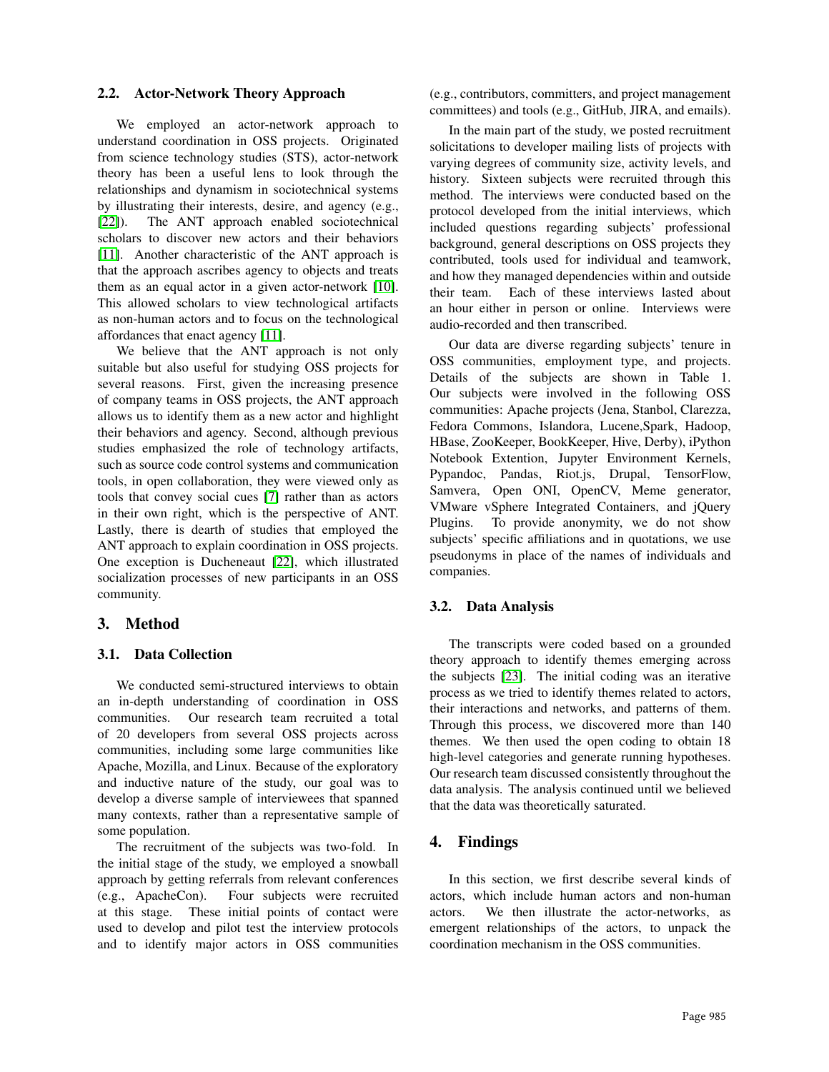### 2.2. Actor-Network Theory Approach

We employed an actor-network approach to understand coordination in OSS projects. Originated from science technology studies (STS), actor-network theory has been a useful lens to look through the relationships and dynamism in sociotechnical systems by illustrating their interests, desire, and agency (e.g., [22]). The ANT approach enabled sociotechnical scholars to discover new actors and their behaviors [11]. Another characteristic of the ANT approach is that the approach ascribes agency to objects and treats them as an equal actor in a given actor-network [10]. This allowed scholars to view technological artifacts as non-human actors and to focus on the technological affordances that enact agency [11].

We believe that the ANT approach is not only suitable but also useful for studying OSS projects for several reasons. First, given the increasing presence of company teams in OSS projects, the ANT approach allows us to identify them as a new actor and highlight their behaviors and agency. Second, although previous studies emphasized the role of technology artifacts, such as source code control systems and communication tools, in open collaboration, they were viewed only as tools that convey social cues [7] rather than as actors in their own right, which is the perspective of ANT. Lastly, there is dearth of studies that employed the ANT approach to explain coordination in OSS projects. One exception is Ducheneaut [22], which illustrated socialization processes of new participants in an OSS community.

## 3. Method

### 3.1. Data Collection

We conducted semi-structured interviews to obtain an in-depth understanding of coordination in OSS communities. Our research team recruited a total of 20 developers from several OSS projects across communities, including some large communities like Apache, Mozilla, and Linux. Because of the exploratory and inductive nature of the study, our goal was to develop a diverse sample of interviewees that spanned many contexts, rather than a representative sample of some population.

The recruitment of the subjects was two-fold. In the initial stage of the study, we employed a snowball approach by getting referrals from relevant conferences (e.g., ApacheCon). Four subjects were recruited at this stage. These initial points of contact were used to develop and pilot test the interview protocols and to identify major actors in OSS communities (e.g., contributors, committers, and project management committees) and tools (e.g., GitHub, JIRA, and emails).

In the main part of the study, we posted recruitment solicitations to developer mailing lists of projects with varying degrees of community size, activity levels, and history. Sixteen subjects were recruited through this method. The interviews were conducted based on the protocol developed from the initial interviews, which included questions regarding subjects' professional background, general descriptions on OSS projects they contributed, tools used for individual and teamwork, and how they managed dependencies within and outside their team. Each of these interviews lasted about an hour either in person or online. Interviews were audio-recorded and then transcribed.

Our data are diverse regarding subjects' tenure in OSS communities, employment type, and projects. Details of the subjects are shown in Table 1. Our subjects were involved in the following OSS communities: Apache projects (Jena, Stanbol, Clarezza, Fedora Commons, Islandora, Lucene,Spark, Hadoop, HBase, ZooKeeper, BookKeeper, Hive, Derby), iPython Notebook Extention, Jupyter Environment Kernels, Pypandoc, Pandas, Riot.js, Drupal, TensorFlow, Samvera, Open ONI, OpenCV, Meme generator, VMware vSphere Integrated Containers, and jQuery Plugins. To provide anonymity, we do not show subjects' specific affiliations and in quotations, we use pseudonyms in place of the names of individuals and companies.

### 3.2. Data Analysis

The transcripts were coded based on a grounded theory approach to identify themes emerging across the subjects [23]. The initial coding was an iterative process as we tried to identify themes related to actors, their interactions and networks, and patterns of them. Through this process, we discovered more than 140 themes. We then used the open coding to obtain 18 high-level categories and generate running hypotheses. Our research team discussed consistently throughout the data analysis. The analysis continued until we believed that the data was theoretically saturated.

## 4. Findings

In this section, we first describe several kinds of actors, which include human actors and non-human actors. We then illustrate the actor-networks, as emergent relationships of the actors, to unpack the coordination mechanism in the OSS communities.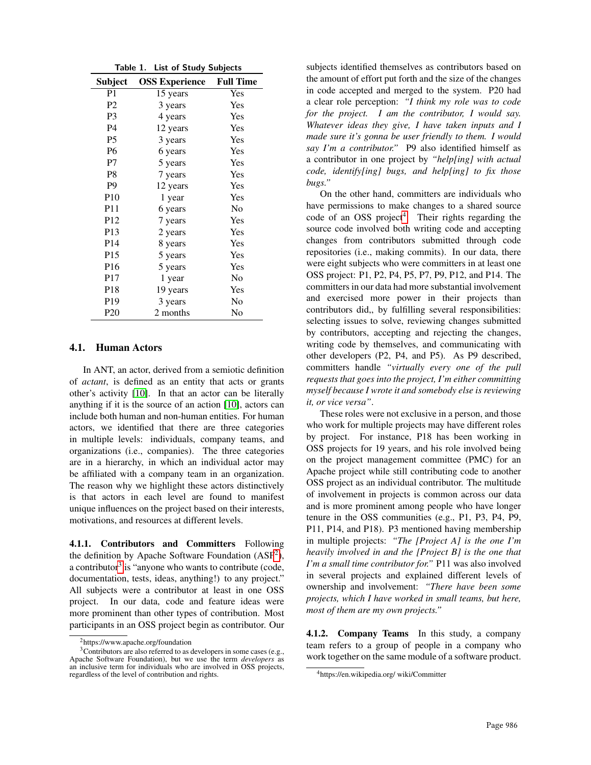Table 1. List of Study Subjects

| Subject | OSS Experience | Full Time |
|---|---|---|
| P1 | 15 years | Yes |
| P2 | 3 years | Yes |
| P3 | 4 years | Yes |
| P4 | 12 years | Yes |
| P5 | 3 years | Yes |
| P6 | 6 years | Yes |
| P7 | 5 years | Yes |
| P8 | 7 years | Yes |
| P9 | 12 years | Yes |
| P10 | 1 year | Yes |
| P11 | 6 years | No |
| P12 | 7 years | Yes |
| P13 | 2 years | Yes |
| P14 | 8 years | Yes |
| P15 | 5 years | Yes |
| P16 | 5 years | Yes |
| P17 | 1 year | No |
| P18 | 19 years | Yes |
| P19 | 3 years | No |
| P20 | 2 months | No |

### 4.1. Human Actors

In ANT, an actor, derived from a semiotic definition of *actant*, is defined as an entity that acts or grants other's activity [10]. In that an actor can be literally anything if it is the source of an action [10], actors can include both human and non-human entities. For human actors, we identified that there are three categories in multiple levels: individuals, company teams, and organizations (i.e., companies). The three categories are in a hierarchy, in which an individual actor may be affiliated with a company team in an organization. The reason why we highlight these actors distinctively is that actors in each level are found to manifest unique influences on the project based on their interests, motivations, and resources at different levels.

**4.1.1. Contributors and Committers** Following the definition by Apache Software Foundation (ASF[2]), a contributor[3] is "anyone who wants to contribute (code, documentation, tests, ideas, anything!) to any project." All subjects were a contributor at least in one OSS project. In our data, code and feature ideas were more prominent than other types of contribution. Most participants in an OSS project begin as contributor. Our subjects identified themselves as contributors based on the amount of effort put forth and the size of the changes in code accepted and merged to the system. P20 had a clear role perception: *"I think my role was to code for the project. I am the contributor, I would say. Whatever ideas they give, I have taken inputs and I made sure it's gonna be user friendly to them. I would say I'm a contributor."* P9 also identified himself as a contributor in one project by *"help[ing] with actual code, identify[ing] bugs, and help[ing] to fix those bugs."*

On the other hand, committers are individuals who have permissions to make changes to a shared source code of an OSS project[4]. Their rights regarding the source code involved both writing code and accepting changes from contributors submitted through code repositories (i.e., making commits). In our data, there were eight subjects who were committers in at least one OSS project: P1, P2, P4, P5, P7, P9, P12, and P14. The committers in our data had more substantial involvement and exercised more power in their projects than contributors did,, by fulfilling several responsibilities: selecting issues to solve, reviewing changes submitted by contributors, accepting and rejecting the changes, writing code by themselves, and communicating with other developers (P2, P4, and P5). As P9 described, committers handle *"virtually every one of the pull requests that goes into the project, I'm either committing myself because I wrote it and somebody else is reviewing it, or vice versa"*.

These roles were not exclusive in a person, and those who work for multiple projects may have different roles by project. For instance, P18 has been working in OSS projects for 19 years, and his role involved being on the project management committee (PMC) for an Apache project while still contributing code to another OSS project as an individual contributor. The multitude of involvement in projects is common across our data and is more prominent among people who have longer tenure in the OSS communities (e.g., P1, P3, P4, P9, P11, P14, and P18). P3 mentioned having membership in multiple projects: *"The [Project A] is the one I'm heavily involved in and the [Project B] is the one that I'm a small time contributor for."* P11 was also involved in several projects and explained different levels of ownership and involvement: *"There have been some projects, which I have worked in small teams, but here, most of them are my own projects."*

**4.1.2. Company Teams** In this study, a company team refers to a group of people in a company who work together on the same module of a software product.

[2] https://www.apache.org/foundation

[3] Contributors are also referred to as developers in some cases (e.g., Apache Software Foundation), but we use the term *developers* as an inclusive term for individuals who are involved in OSS projects, regardless of the level of contribution and rights.

[4] https://en.wikipedia.org/ wiki/Committer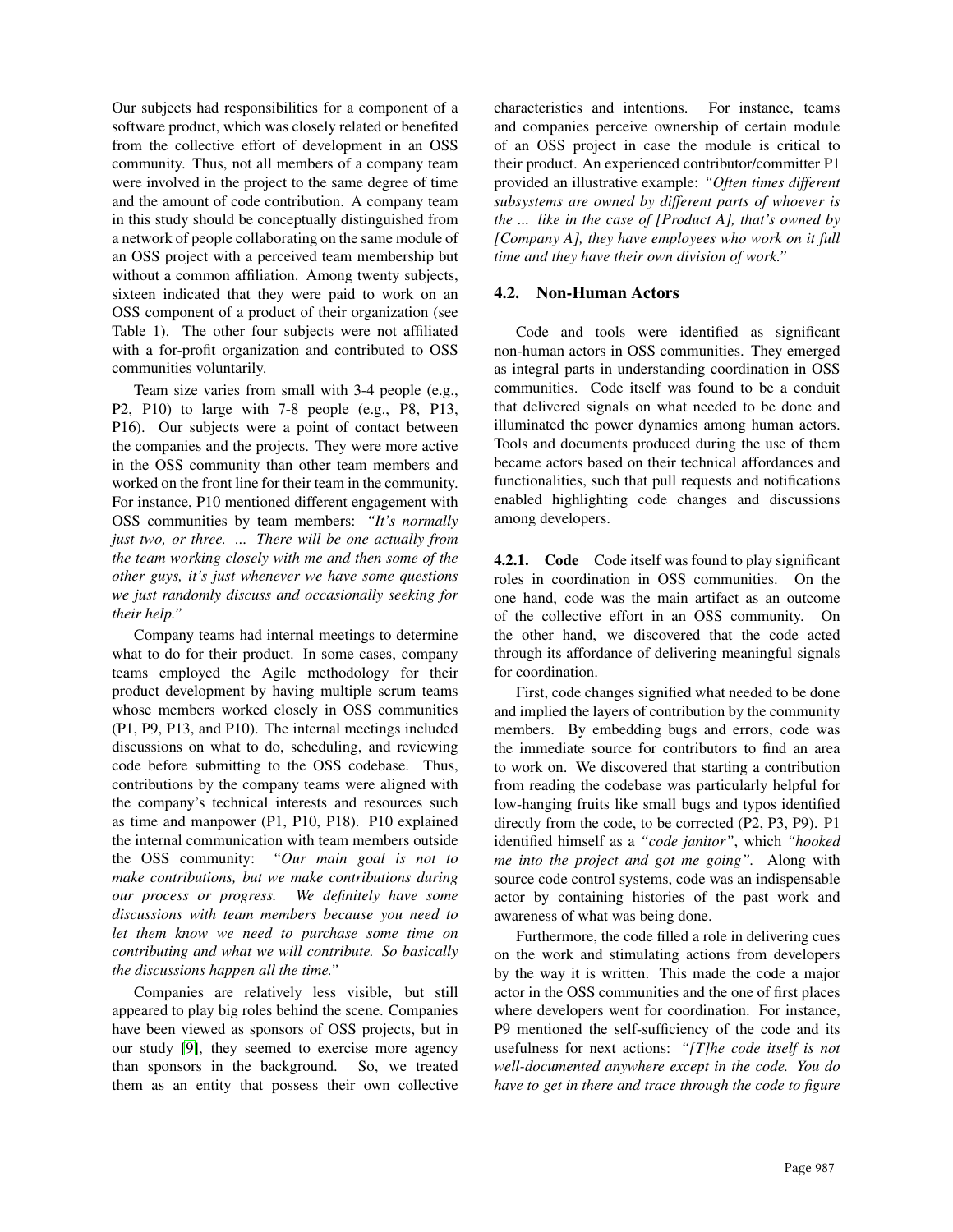Our subjects had responsibilities for a component of a software product, which was closely related or benefited from the collective effort of development in an OSS community. Thus, not all members of a company team were involved in the project to the same degree of time and the amount of code contribution. A company team in this study should be conceptually distinguished from a network of people collaborating on the same module of an OSS project with a perceived team membership but without a common affiliation. Among twenty subjects, sixteen indicated that they were paid to work on an OSS component of a product of their organization (see Table 1). The other four subjects were not affiliated with a for-profit organization and contributed to OSS communities voluntarily.

Team size varies from small with 3-4 people (e.g., P2, P10) to large with 7-8 people (e.g., P8, P13, P16). Our subjects were a point of contact between the companies and the projects. They were more active in the OSS community than other team members and worked on the front line for their team in the community. For instance, P10 mentioned different engagement with OSS communities by team members: *"It's normally just two, or three. ... There will be one actually from the team working closely with me and then some of the other guys, it's just whenever we have some questions we just randomly discuss and occasionally seeking for their help."*

Company teams had internal meetings to determine what to do for their product. In some cases, company teams employed the Agile methodology for their product development by having multiple scrum teams whose members worked closely in OSS communities (P1, P9, P13, and P10). The internal meetings included discussions on what to do, scheduling, and reviewing code before submitting to the OSS codebase. Thus, contributions by the company teams were aligned with the company's technical interests and resources such as time and manpower (P1, P10, P18). P10 explained the internal communication with team members outside the OSS community: *"Our main goal is not to make contributions, but we make contributions during our process or progress. We definitely have some discussions with team members because you need to let them know we need to purchase some time on contributing and what we will contribute. So basically the discussions happen all the time."*

Companies are relatively less visible, but still appeared to play big roles behind the scene. Companies have been viewed as sponsors of OSS projects, but in our study [9], they seemed to exercise more agency than sponsors in the background. So, we treated them as an entity that possess their own collective characteristics and intentions. For instance, teams and companies perceive ownership of certain module of an OSS project in case the module is critical to their product. An experienced contributor/committer P1 provided an illustrative example: *"Often times different subsystems are owned by different parts of whoever is the ... like in the case of [Product A], that's owned by [Company A], they have employees who work on it full time and they have their own division of work."*

### 4.2. Non-Human Actors

Code and tools were identified as significant non-human actors in OSS communities. They emerged as integral parts in understanding coordination in OSS communities. Code itself was found to be a conduit that delivered signals on what needed to be done and illuminated the power dynamics among human actors. Tools and documents produced during the use of them became actors based on their technical affordances and functionalities, such that pull requests and notifications enabled highlighting code changes and discussions among developers.

**4.2.1. Code** Code itself was found to play significant roles in coordination in OSS communities. On the one hand, code was the main artifact as an outcome of the collective effort in an OSS community. On the other hand, we discovered that the code acted through its affordance of delivering meaningful signals for coordination.

First, code changes signified what needed to be done and implied the layers of contribution by the community members. By embedding bugs and errors, code was the immediate source for contributors to find an area to work on. We discovered that starting a contribution from reading the codebase was particularly helpful for low-hanging fruits like small bugs and typos identified directly from the code, to be corrected (P2, P3, P9). P1 identified himself as a *"code janitor"*, which *"hooked me into the project and got me going"*. Along with source code control systems, code was an indispensable actor by containing histories of the past work and awareness of what was being done.

Furthermore, the code filled a role in delivering cues on the work and stimulating actions from developers by the way it is written. This made the code a major actor in the OSS communities and the one of first places where developers went for coordination. For instance, P9 mentioned the self-sufficiency of the code and its usefulness for next actions: *"[T]he code itself is not well-documented anywhere except in the code. You do have to get in there and trace through the code to figure*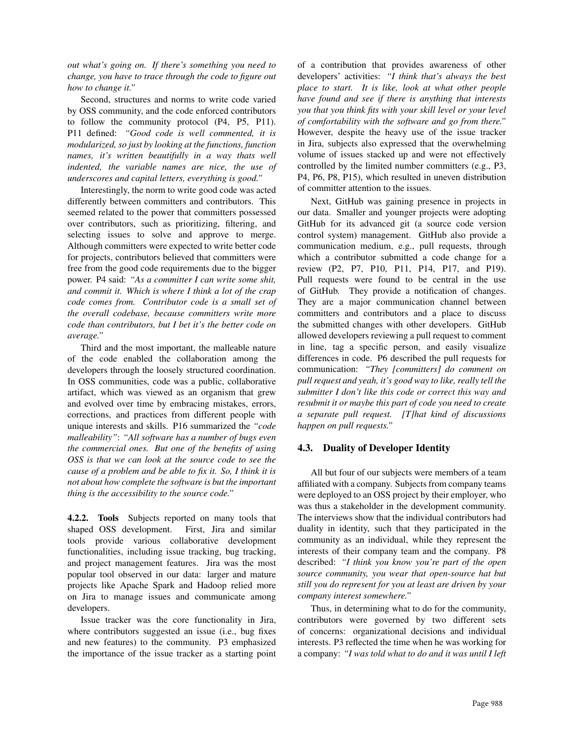*out what's going on. If there's something you need to change, you have to trace through the code to figure out how to change it."*

Second, structures and norms to write code varied by OSS community, and the code enforced contributors to follow the community protocol (P4, P5, P11). P11 defined: *"Good code is well commented, it is modularized, so just by looking at the functions, function names, it's written beautifully in a way thats well indented, the variable names are nice, the use of underscores and capital letters, everything is good."*

Interestingly, the norm to write good code was acted differently between committers and contributors. This seemed related to the power that committers possessed over contributors, such as prioritizing, filtering, and selecting issues to solve and approve to merge. Although committers were expected to write better code for projects, contributors believed that committers were free from the good code requirements due to the bigger power. P4 said: *"As a committer I can write some shit, and commit it. Which is where I think a lot of the crap code comes from. Contributor code is a small set of the overall codebase, because committers write more code than contributors, but I bet it's the better code on average."*

Third and the most important, the malleable nature of the code enabled the collaboration among the developers through the loosely structured coordination. In OSS communities, code was a public, collaborative artifact, which was viewed as an organism that grew and evolved over time by embracing mistakes, errors, corrections, and practices from different people with unique interests and skills. P16 summarized the *"code malleability"*: *"All software has a number of bugs even the commercial ones. But one of the benefits of using OSS is that we can look at the source code to see the cause of a problem and be able to fix it. So, I think it is not about how complete the software is but the important thing is the accessibility to the source code."*

**4.2.2. Tools** Subjects reported on many tools that shaped OSS development. First, Jira and similar tools provide various collaborative development functionalities, including issue tracking, bug tracking, and project management features. Jira was the most popular tool observed in our data: larger and mature projects like Apache Spark and Hadoop relied more on Jira to manage issues and communicate among developers.

Issue tracker was the core functionality in Jira, where contributors suggested an issue (i.e., bug fixes and new features) to the community. P3 emphasized the importance of the issue tracker as a starting point of a contribution that provides awareness of other developers' activities: *"I think that's always the best place to start. It is like, look at what other people have found and see if there is anything that interests you that you think fits with your skill level or your level of comfortability with the software and go from there."* However, despite the heavy use of the issue tracker in Jira, subjects also expressed that the overwhelming volume of issues stacked up and were not effectively controlled by the limited number committers (e.g., P3, P4, P6, P8, P15), which resulted in uneven distribution of committer attention to the issues.

Next, GitHub was gaining presence in projects in our data. Smaller and younger projects were adopting GitHub for its advanced git (a source code version control system) management. GitHub also provide a communication medium, e.g., pull requests, through which a contributor submitted a code change for a review (P2, P7, P10, P11, P14, P17, and P19). Pull requests were found to be central in the use of GitHub. They provide a notification of changes. They are a major communication channel between committers and contributors and a place to discuss the submitted changes with other developers. GitHub allowed developers reviewing a pull request to comment in line, tag a specific person, and easily visualize differences in code. P6 described the pull requests for communication: *"They [committers] do comment on pull request and yeah, it's good way to like, really tell the submitter I don't like this code or correct this way and resubmit it or maybe this part of code you need to create a separate pull request. [T]hat kind of discussions happen on pull requests."*

### 4.3. Duality of Developer Identity

All but four of our subjects were members of a team affiliated with a company. Subjects from company teams were deployed to an OSS project by their employer, who was thus a stakeholder in the development community. The interviews show that the individual contributors had duality in identity, such that they participated in the community as an individual, while they represent the interests of their company team and the company. P8 described: *"I think you know you're part of the open source community, you wear that open-source hat but still you do represent for you at least are driven by your company interest somewhere."*

Thus, in determining what to do for the community, contributors were governed by two different sets of concerns: organizational decisions and individual interests. P3 reflected the time when he was working for a company: *"I was told what to do and it was until I left*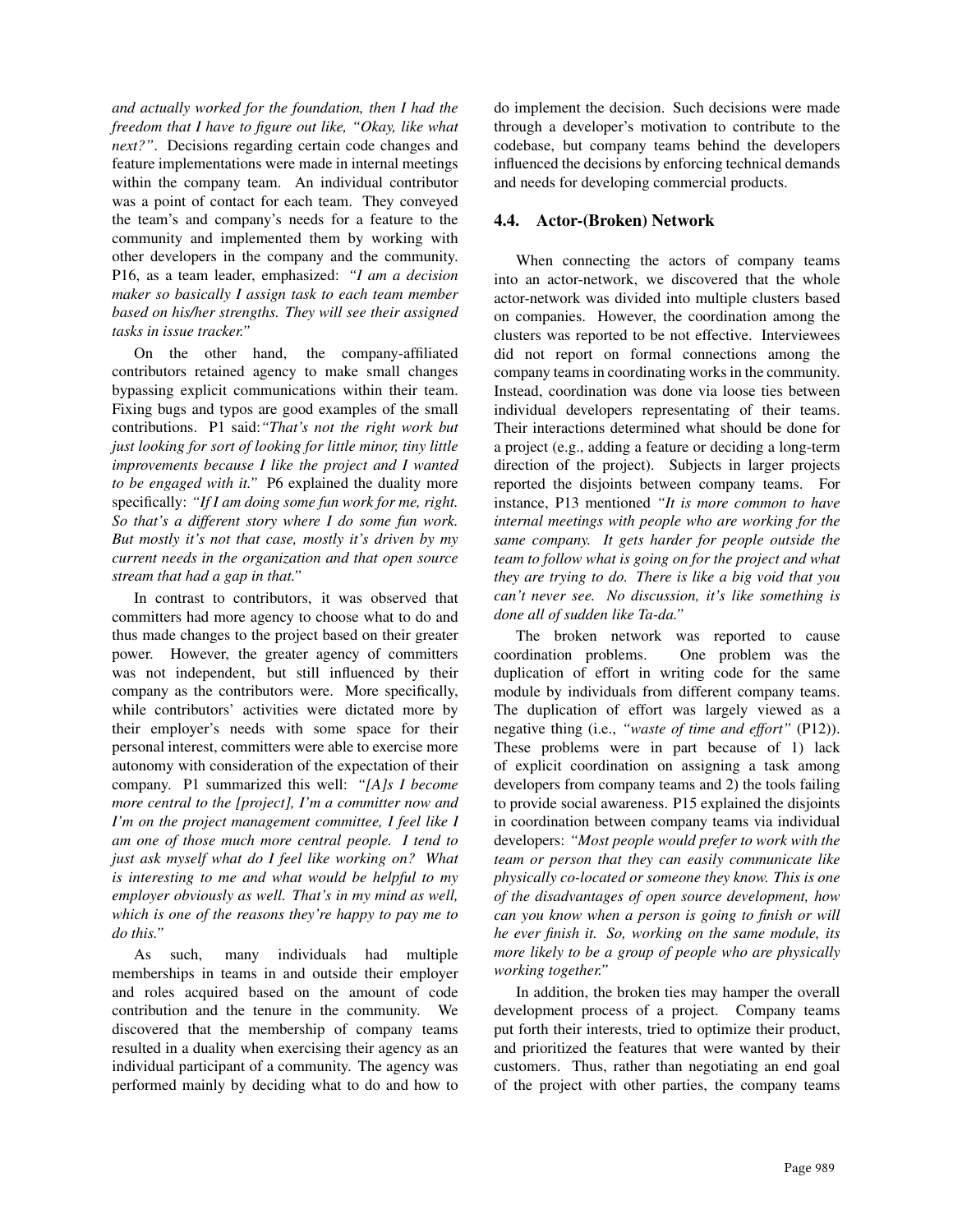*and actually worked for the foundation, then I had the freedom that I have to figure out like, "Okay, like what next?"*. Decisions regarding certain code changes and feature implementations were made in internal meetings within the company team. An individual contributor was a point of contact for each team. They conveyed the team's and company's needs for a feature to the community and implemented them by working with other developers in the company and the community. P16, as a team leader, emphasized: *"I am a decision maker so basically I assign task to each team member based on his/her strengths. They will see their assigned tasks in issue tracker."*

On the other hand, the company-affiliated contributors retained agency to make small changes bypassing explicit communications within their team. Fixing bugs and typos are good examples of the small contributions. P1 said:*"That's not the right work but just looking for sort of looking for little minor, tiny little improvements because I like the project and I wanted to be engaged with it."* P6 explained the duality more specifically: *"If I am doing some fun work for me, right. So that's a different story where I do some fun work. But mostly it's not that case, mostly it's driven by my current needs in the organization and that open source stream that had a gap in that."*

In contrast to contributors, it was observed that committers had more agency to choose what to do and thus made changes to the project based on their greater power. However, the greater agency of committers was not independent, but still influenced by their company as the contributors were. More specifically, while contributors' activities were dictated more by their employer's needs with some space for their personal interest, committers were able to exercise more autonomy with consideration of the expectation of their company. P1 summarized this well: *"[A]s I become more central to the [project], I'm a committer now and I'm on the project management committee, I feel like I am one of those much more central people. I tend to just ask myself what do I feel like working on? What is interesting to me and what would be helpful to my employer obviously as well. That's in my mind as well, which is one of the reasons they're happy to pay me to do this."*

As such, many individuals had multiple memberships in teams in and outside their employer and roles acquired based on the amount of code contribution and the tenure in the community. We discovered that the membership of company teams resulted in a duality when exercising their agency as an individual participant of a community. The agency was performed mainly by deciding what to do and how to do implement the decision. Such decisions were made through a developer's motivation to contribute to the codebase, but company teams behind the developers influenced the decisions by enforcing technical demands and needs for developing commercial products.

## 4.4. Actor-(Broken) Network

When connecting the actors of company teams into an actor-network, we discovered that the whole actor-network was divided into multiple clusters based on companies. However, the coordination among the clusters was reported to be not effective. Interviewees did not report on formal connections among the company teams in coordinating works in the community. Instead, coordination was done via loose ties between individual developers representating of their teams. Their interactions determined what should be done for a project (e.g., adding a feature or deciding a long-term direction of the project). Subjects in larger projects reported the disjoints between company teams. For instance, P13 mentioned *"It is more common to have internal meetings with people who are working for the same company. It gets harder for people outside the team to follow what is going on for the project and what they are trying to do. There is like a big void that you can't never see. No discussion, it's like something is done all of sudden like Ta-da."*

The broken network was reported to cause coordination problems. One problem was the duplication of effort in writing code for the same module by individuals from different company teams. The duplication of effort was largely viewed as a negative thing (i.e., *"waste of time and effort"* (P12)). These problems were in part because of 1) lack of explicit coordination on assigning a task among developers from company teams and 2) the tools failing to provide social awareness. P15 explained the disjoints in coordination between company teams via individual developers: *"Most people would prefer to work with the team or person that they can easily communicate like physically co-located or someone they know. This is one of the disadvantages of open source development, how can you know when a person is going to finish or will he ever finish it. So, working on the same module, its more likely to be a group of people who are physically working together."*

In addition, the broken ties may hamper the overall development process of a project. Company teams put forth their interests, tried to optimize their product, and prioritized the features that were wanted by their customers. Thus, rather than negotiating an end goal of the project with other parties, the company teams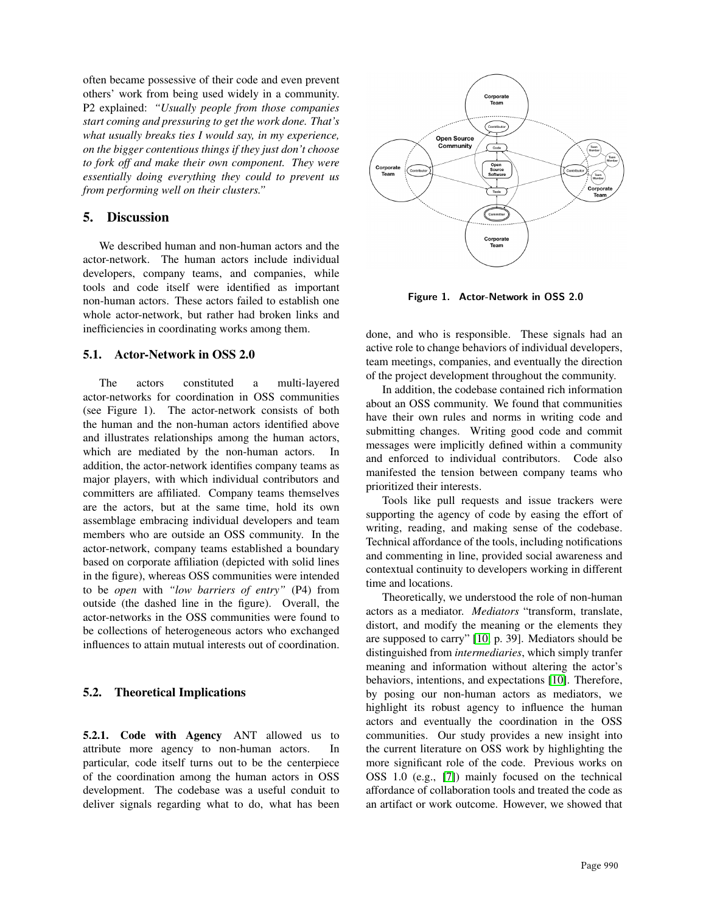often became possessive of their code and even prevent others' work from being used widely in a community. P2 explained: *"Usually people from those companies start coming and pressuring to get the work done. That's what usually breaks ties I would say, in my experience, on the bigger contentious things if they just don't choose to fork off and make their own component. They were essentially doing everything they could to prevent us from performing well on their clusters."*

## 5. Discussion

We described human and non-human actors and the actor-network. The human actors include individual developers, company teams, and companies, while tools and code itself were identified as important non-human actors. These actors failed to establish one whole actor-network, but rather had broken links and inefficiencies in coordinating works among them.

### 5.1. Actor-Network in OSS 2.0

The actors constituted a multi-layered actor-networks for coordination in OSS communities (see Figure 1). The actor-network consists of both the human and the non-human actors identified above and illustrates relationships among the human actors, which are mediated by the non-human actors. In addition, the actor-network identifies company teams as major players, with which individual contributors and committers are affiliated. Company teams themselves are the actors, but at the same time, hold its own assemblage embracing individual developers and team members who are outside an OSS community. In the actor-network, company teams established a boundary based on corporate affiliation (depicted with solid lines in the figure), whereas OSS communities were intended to be *open* with *"low barriers of entry"* (P4) from outside (the dashed line in the figure). Overall, the actor-networks in the OSS communities were found to be collections of heterogeneous actors who exchanged influences to attain mutual interests out of coordination.

**Figure 1. Actor-Network in OSS 2.0**

### 5.2. Theoretical Implications

**5.2.1. Code with Agency** ANT allowed us to attribute more agency to non-human actors. In particular, code itself turns out to be the centerpiece of the coordination among the human actors in OSS development. The codebase was a useful conduit to deliver signals regarding what to do, what has been done, and who is responsible. These signals had an active role to change behaviors of individual developers, team meetings, companies, and eventually the direction of the project development throughout the community.

In addition, the codebase contained rich information about an OSS community. We found that communities have their own rules and norms in writing code and submitting changes. Writing good code and commit messages were implicitly defined within a community and enforced to individual contributors. Code also manifested the tension between company teams who prioritized their interests.

Tools like pull requests and issue trackers were supporting the agency of code by easing the effort of writing, reading, and making sense of the codebase. Technical affordance of the tools, including notifications and commenting in line, provided social awareness and contextual continuity to developers working in different time and locations.

Theoretically, we understood the role of non-human actors as a mediator. *Mediators* "transform, translate, distort, and modify the meaning or the elements they are supposed to carry" [10, p. 39]. Mediators should be distinguished from *intermediaries*, which simply tranfer meaning and information without altering the actor's behaviors, intentions, and expectations [10]. Therefore, by posing our non-human actors as mediators, we highlight its robust agency to influence the human actors and eventually the coordination in the OSS communities. Our study provides a new insight into the current literature on OSS work by highlighting the more significant role of the code. Previous works on OSS 1.0 (e.g., [7]) mainly focused on the technical affordance of collaboration tools and treated the code as an artifact or work outcome. However, we showed that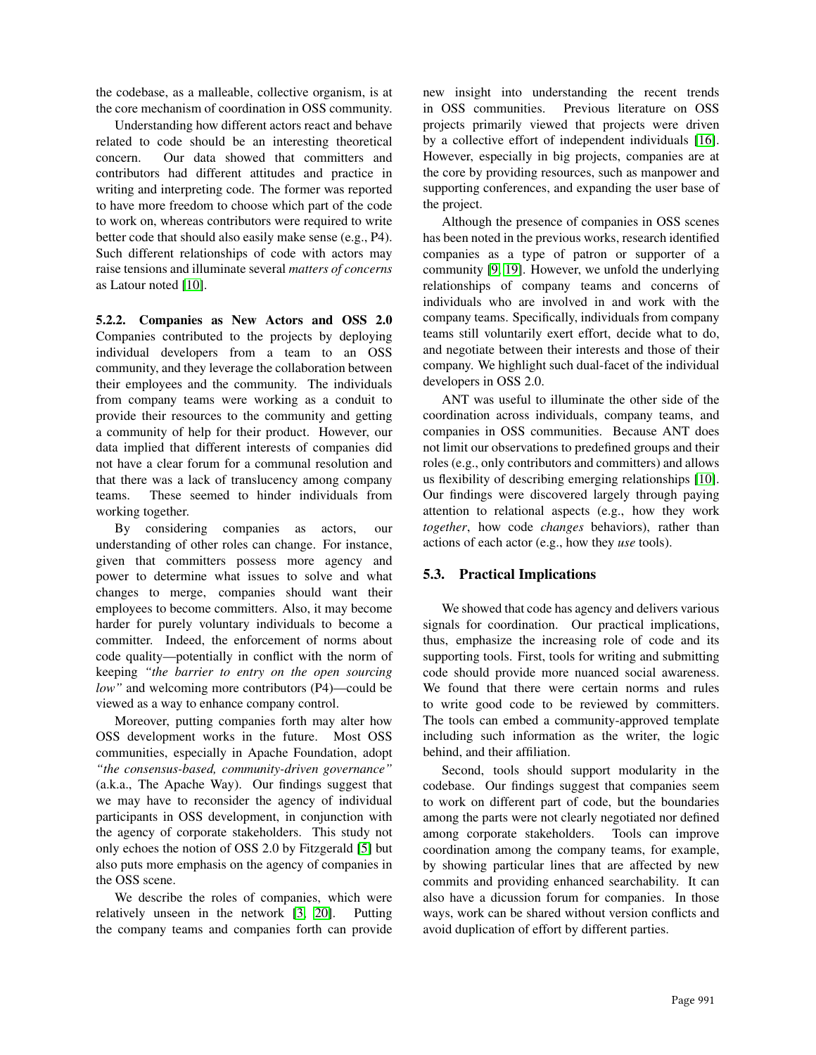the codebase, as a malleable, collective organism, is at the core mechanism of coordination in OSS community.

Understanding how different actors react and behave related to code should be an interesting theoretical concern. Our data showed that committers and contributors had different attitudes and practice in writing and interpreting code. The former was reported to have more freedom to choose which part of the code to work on, whereas contributors were required to write better code that should also easily make sense (e.g., P4). Such different relationships of code with actors may raise tensions and illuminate several *matters of concerns* as Latour noted [10].

**5.2.2. Companies as New Actors and OSS 2.0** Companies contributed to the projects by deploying individual developers from a team to an OSS community, and they leverage the collaboration between their employees and the community. The individuals from company teams were working as a conduit to provide their resources to the community and getting a community of help for their product. However, our data implied that different interests of companies did not have a clear forum for a communal resolution and that there was a lack of translucency among company teams. These seemed to hinder individuals from working together.

By considering companies as actors, our understanding of other roles can change. For instance, given that committers possess more agency and power to determine what issues to solve and what changes to merge, companies should want their employees to become committers. Also, it may become harder for purely voluntary individuals to become a committer. Indeed, the enforcement of norms about code quality—potentially in conflict with the norm of keeping *"the barrier to entry on the open sourcing low"* and welcoming more contributors (P4)—could be viewed as a way to enhance company control.

Moreover, putting companies forth may alter how OSS development works in the future. Most OSS communities, especially in Apache Foundation, adopt *"the consensus-based, community-driven governance"* (a.k.a., The Apache Way). Our findings suggest that we may have to reconsider the agency of individual participants in OSS development, in conjunction with the agency of corporate stakeholders. This study not only echoes the notion of OSS 2.0 by Fitzgerald [5] but also puts more emphasis on the agency of companies in the OSS scene.

We describe the roles of companies, which were relatively unseen in the network [3, 20]. Putting the company teams and companies forth can provide new insight into understanding the recent trends in OSS communities. Previous literature on OSS projects primarily viewed that projects were driven by a collective effort of independent individuals [16]. However, especially in big projects, companies are at the core by providing resources, such as manpower and supporting conferences, and expanding the user base of the project.

Although the presence of companies in OSS scenes has been noted in the previous works, research identified companies as a type of patron or supporter of a community [9, 19]. However, we unfold the underlying relationships of company teams and concerns of individuals who are involved in and work with the company teams. Specifically, individuals from company teams still voluntarily exert effort, decide what to do, and negotiate between their interests and those of their company. We highlight such dual-facet of the individual developers in OSS 2.0.

ANT was useful to illuminate the other side of the coordination across individuals, company teams, and companies in OSS communities. Because ANT does not limit our observations to predefined groups and their roles (e.g., only contributors and committers) and allows us flexibility of describing emerging relationships [10]. Our findings were discovered largely through paying attention to relational aspects (e.g., how they work *together*, how code *changes* behaviors), rather than actions of each actor (e.g., how they *use* tools).

## 5.3. Practical Implications

We showed that code has agency and delivers various signals for coordination. Our practical implications, thus, emphasize the increasing role of code and its supporting tools. First, tools for writing and submitting code should provide more nuanced social awareness. We found that there were certain norms and rules to write good code to be reviewed by committers. The tools can embed a community-approved template including such information as the writer, the logic behind, and their affiliation.

Second, tools should support modularity in the codebase. Our findings suggest that companies seem to work on different part of code, but the boundaries among the parts were not clearly negotiated nor defined among corporate stakeholders. Tools can improve coordination among the company teams, for example, by showing particular lines that are affected by new commits and providing enhanced searchability. It can also have a dicussion forum for companies. In those ways, work can be shared without version conflicts and avoid duplication of effort by different parties.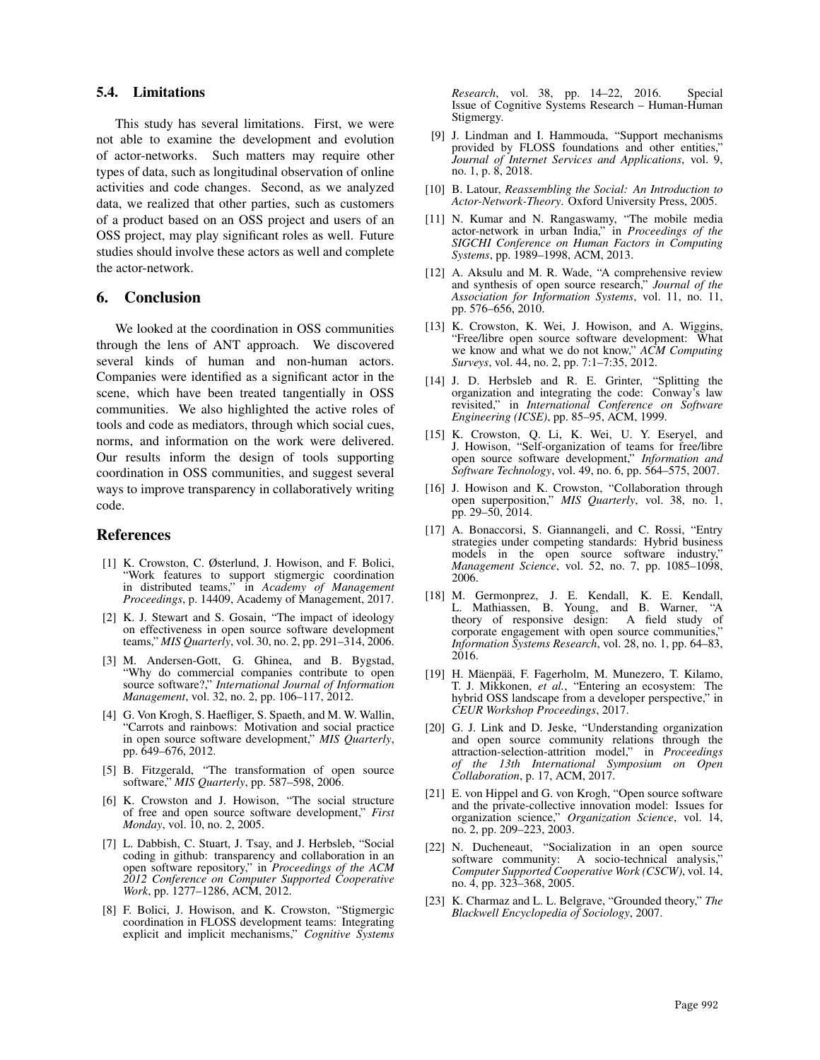### 5.4. Limitations

This study has several limitations. First, we were not able to examine the development and evolution of actor-networks. Such matters may require other types of data, such as longitudinal observation of online activities and code changes. Second, as we analyzed data, we realized that other parties, such as customers of a product based on an OSS project and users of an OSS project, may play significant roles as well. Future studies should involve these actors as well and complete the actor-network.

## 6. Conclusion

We looked at the coordination in OSS communities through the lens of ANT approach. We discovered several kinds of human and non-human actors. Companies were identified as a significant actor in the scene, which have been treated tangentially in OSS communities. We also highlighted the active roles of tools and code as mediators, through which social cues, norms, and information on the work were delivered. Our results inform the design of tools supporting coordination in OSS communities, and suggest several ways to improve transparency in collaboratively writing code.

## References

[1] K. Crowston, C. Østerlund, J. Howison, and F. Bolici, "Work features to support stigmergic coordination in distributed teams," in *Academy of Management Proceedings*, p. 14409, Academy of Management, 2017.

[2] K. J. Stewart and S. Gosain, "The impact of ideology on effectiveness in open source software development teams," *MIS Quarterly*, vol. 30, no. 2, pp. 291–314, 2006.

[3] M. Andersen-Gott, G. Ghinea, and B. Bygstad, "Why do commercial companies contribute to open source software?," *International Journal of Information Management*, vol. 32, no. 2, pp. 106–117, 2012.

[4] G. Von Krogh, S. Haefliger, S. Spaeth, and M. W. Wallin, "Carrots and rainbows: Motivation and social practice in open source software development," *MIS Quarterly*, pp. 649–676, 2012.

[5] B. Fitzgerald, "The transformation of open source software," *MIS Quarterly*, pp. 587–598, 2006.

[6] K. Crowston and J. Howison, "The social structure of free and open source software development," *First Monday*, vol. 10, no. 2, 2005.

[7] L. Dabbish, C. Stuart, J. Tsay, and J. Herbsleb, "Social coding in github: transparency and collaboration in an open software repository," in *Proceedings of the ACM 2012 Conference on Computer Supported Cooperative Work*, pp. 1277–1286, ACM, 2012.

[8] F. Bolici, J. Howison, and K. Crowston, "Stigmergic coordination in FLOSS development teams: Integrating explicit and implicit mechanisms," *Cognitive Systems Research*, vol. 38, pp. 14–22, 2016. Special Issue of Cognitive Systems Research – Human-Human Stigmergy.

[9] J. Lindman and I. Hammouda, "Support mechanisms provided by FLOSS foundations and other entities," *Journal of Internet Services and Applications*, vol. 9, no. 1, p. 8, 2018.

[10] B. Latour, *Reassembling the Social: An Introduction to Actor-Network-Theory*. Oxford University Press, 2005.

[11] N. Kumar and N. Rangaswamy, "The mobile media actor-network in urban India," in *Proceedings of the SIGCHI Conference on Human Factors in Computing Systems*, pp. 1989–1998, ACM, 2013.

[12] A. Aksulu and M. R. Wade, "A comprehensive review and synthesis of open source research," *Journal of the Association for Information Systems*, vol. 11, no. 11, pp. 576–656, 2010.

[13] K. Crowston, K. Wei, J. Howison, and A. Wiggins, "Free/libre open source software development: What we know and what we do not know," *ACM Computing Surveys*, vol. 44, no. 2, pp. 7:1–7:35, 2012.

[14] J. D. Herbsleb and R. E. Grinter, "Splitting the organization and integrating the code: Conway's law revisited," in *International Conference on Software Engineering (ICSE)*, pp. 85–95, ACM, 1999.

[15] K. Crowston, Q. Li, K. Wei, U. Y. Eseryel, and J. Howison, "Self-organization of teams for free/libre open source software development," *Information and Software Technology*, vol. 49, no. 6, pp. 564–575, 2007.

[16] J. Howison and K. Crowston, "Collaboration through open superposition," *MIS Quarterly*, vol. 38, no. 1, pp. 29–50, 2014.

[17] A. Bonaccorsi, S. Giannangeli, and C. Rossi, "Entry strategies under competing standards: Hybrid business models in the open source software industry," *Management Science*, vol. 52, no. 7, pp. 1085–1098, 2006.

[18] M. Germonprez, J. E. Kendall, K. E. Kendall, L. Mathiassen, B. Young, and B. Warner, "A theory of responsive design: A field study of corporate engagement with open source communities," *Information Systems Research*, vol. 28, no. 1, pp. 64–83, 2016.

[19] H. Mäenpää, F. Fagerholm, M. Munezero, T. Kilamo, T. J. Mikkonen, *et al.*, "Entering an ecosystem: The hybrid OSS landscape from a developer perspective," in *CEUR Workshop Proceedings*, 2017.

[20] G. J. Link and D. Jeske, "Understanding organization and open source community relations through the attraction-selection-attrition model," in *Proceedings of the 13th International Symposium on Open Collaboration*, p. 17, ACM, 2017.

[21] E. von Hippel and G. von Krogh, "Open source software and the private-collective innovation model: Issues for organization science," *Organization Science*, vol. 14, no. 2, pp. 209–223, 2003.

[22] N. Ducheneaut, "Socialization in an open source software community: A socio-technical analysis," *Computer Supported Cooperative Work (CSCW)*, vol. 14, no. 4, pp. 323–368, 2005.

[23] K. Charmaz and L. L. Belgrave, "Grounded theory," *The Blackwell Encyclopedia of Sociology*, 2007.